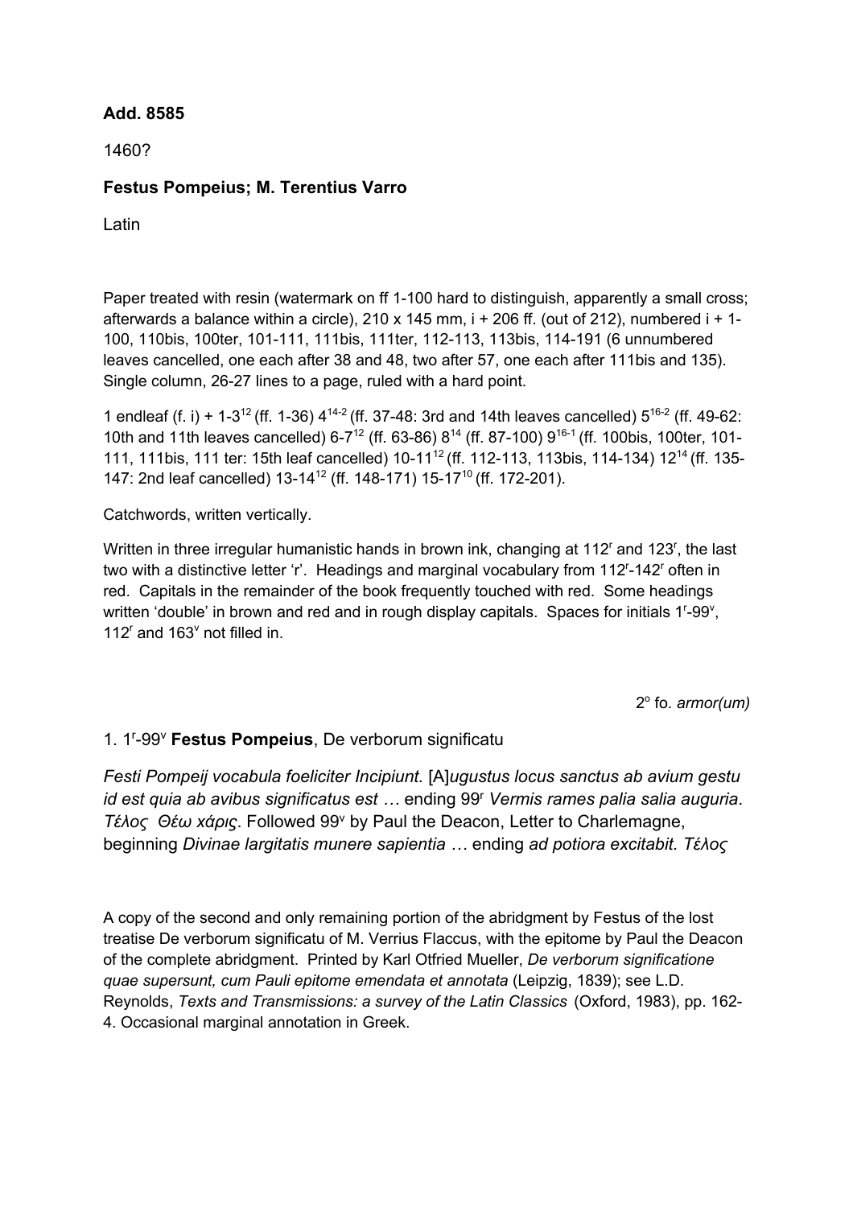**Add. 8585**

1460?

**Festus Pompeius; M. Terentius Varro**

Latin

Paper treated with resin (watermark on ff 1-100 hard to distinguish, apparently a small cross; afterwards a balance within a circle), 210 x 145 mm, i + 206 ff. (out of 212), numbered i + 1-100, 110bis, 100ter, 101-111, 111bis, 111ter, 112-113, 113bis, 114-191 (6 unnumbered leaves cancelled, one each after 38 and 48, two after 57, one each after 111bis and 135). Single column, 26-27 lines to a page, ruled with a hard point.

1 endleaf (f. i) + 1-3$^{12}$ (ff. 1-36) 4$^{14-2}$ (ff. 37-48: 3rd and 14th leaves cancelled) 5$^{16-2}$ (ff. 49-62: 10th and 11th leaves cancelled) 6-7$^{12}$ (ff. 63-86) 8$^{14}$ (ff. 87-100) 9$^{16-1}$ (ff. 100bis, 100ter, 101-111, 111bis, 111 ter: 15th leaf cancelled) 10-11$^{12}$ (ff. 112-113, 113bis, 114-134) 12$^{14}$ (ff. 135-147: 2nd leaf cancelled) 13-14$^{12}$ (ff. 148-171) 15-17$^{10}$ (ff. 172-201).

Catchwords, written vertically.

Written in three irregular humanistic hands in brown ink, changing at 112$^{r}$ and 123$^{r}$, the last two with a distinctive letter ‘r’. Headings and marginal vocabulary from 112$^{r}$-142$^{r}$ often in red. Capitals in the remainder of the book frequently touched with red. Some headings written ‘double’ in brown and red and in rough display capitals. Spaces for initials 1$^{r}$-99$^{v}$, 112$^{r}$ and 163$^{v}$ not filled in.

2$^{o}$ fo. *armor(um)*

1. 1$^{r}$-99$^{v}$ **Festus Pompeius**, De verborum significatu

*Festi Pompeij vocabula foeliciter Incipiunt.* [A]*ugustus locus sanctus ab avium gestu id est quia ab avibus significatus est …* ending 99$^{r}$ *Vermis rames palia salia auguria*. *Τέλος Θέω χάρις*. Followed 99$^{v}$ by Paul the Deacon, Letter to Charlemagne, beginning *Divinae largitatis munere sapientia …* ending *ad potiora excitabit. Τέλος*

A copy of the second and only remaining portion of the abridgment by Festus of the lost treatise De verborum significatu of M. Verrius Flaccus, with the epitome by Paul the Deacon of the complete abridgment. Printed by Karl Otfried Mueller, *De verborum significatione quae supersunt, cum Pauli epitome emendata et annotata* (Leipzig, 1839); see L.D. Reynolds, *Texts and Transmissions: a survey of the Latin Classics* (Oxford, 1983), pp. 162-4. Occasional marginal annotation in Greek.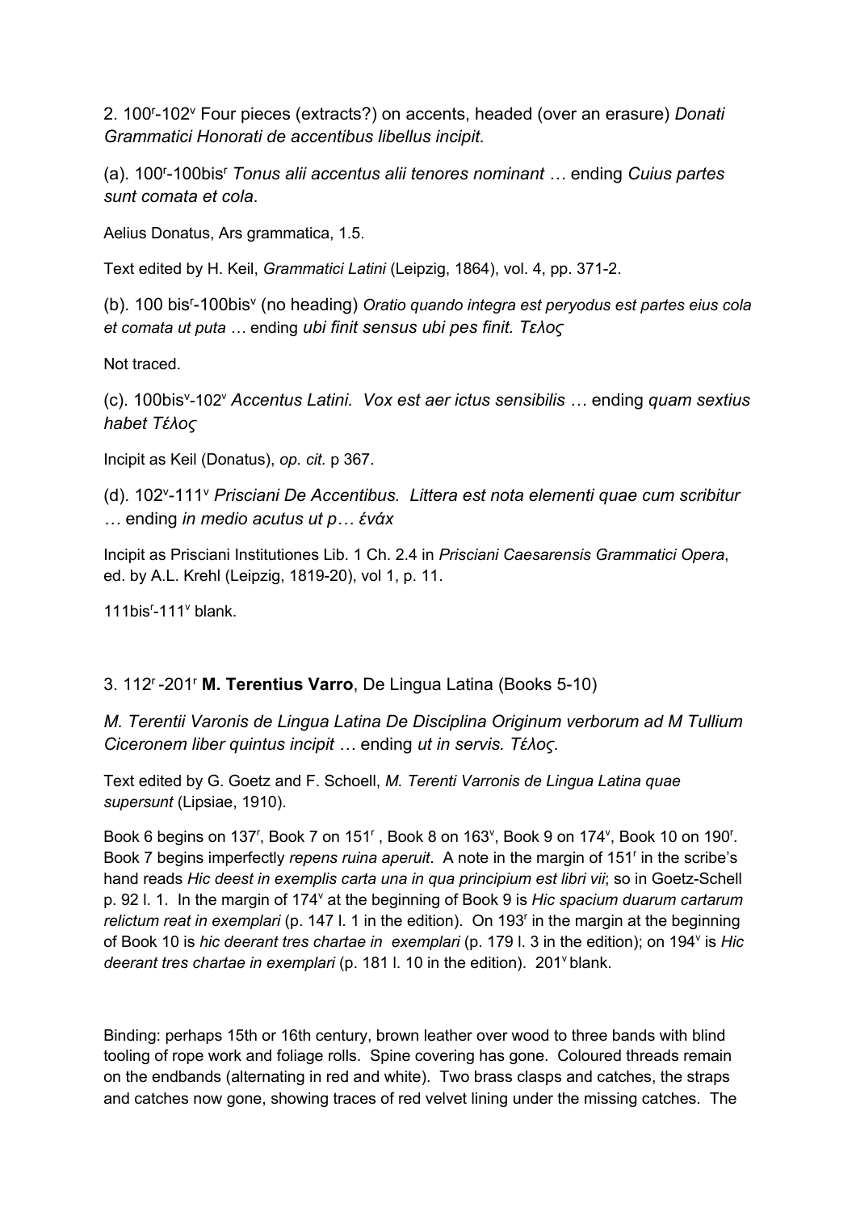2. 100r-102v Four pieces (extracts?) on accents, headed (over an erasure) *Donati Grammatici Honorati de accentibus libellus incipit.*

(a). 100r-100bisr *Tonus alii accentus alii tenores nominant …* ending *Cuius partes sunt comata et cola*.

Aelius Donatus, Ars grammatica, 1.5.

Text edited by H. Keil, *Grammatici Latini* (Leipzig, 1864), vol. 4, pp. 371-2.

(b). 100 bisr-100bisv (no heading) *Oratio quando integra est peryodus est partes eius cola et comata ut puta …* ending *ubi finit sensus ubi pes finit. Τελος*

Not traced.

(c). 100bisv-102v *Accentus Latini. Vox est aer ictus sensibilis …* ending *quam sextius habet Τέλος*

Incipit as Keil (Donatus), *op. cit.* p 367.

(d). 102v-111v *Prisciani De Accentibus. Littera est nota elementi quae cum scribitur …* ending *in medio acutus ut p… ένάχ*

Incipit as Prisciani Institutiones Lib. 1 Ch. 2.4 in *Prisciani Caesarensis Grammatici Opera*, ed. by A.L. Krehl (Leipzig, 1819-20), vol 1, p. 11.

111bisr-111v blank.

3. 112r-201r **M. Terentius Varro**, De Lingua Latina (Books 5-10)

*M. Terentii Varonis de Lingua Latina De Disciplina Originum verborum ad M Tullium Ciceronem liber quintus incipit …* ending *ut in servis. Τέλος.*

Text edited by G. Goetz and F. Schoell, *M. Terenti Varronis de Lingua Latina quae supersunt* (Lipsiae, 1910).

Book 6 begins on 137r, Book 7 on 151r, Book 8 on 163v, Book 9 on 174v, Book 10 on 190r. Book 7 begins imperfectly *repens ruina aperuit*. A note in the margin of 151r in the scribe's hand reads *Hic deest in exemplis carta una in qua principium est libri vii*; so in Goetz-Schell p. 92 l. 1. In the margin of 174v at the beginning of Book 9 is *Hic spacium duarum cartarum relictum reat in exemplari* (p. 147 l. 1 in the edition). On 193r in the margin at the beginning of Book 10 is *hic deerant tres chartae in exemplari* (p. 179 l. 3 in the edition); on 194v is *Hic deerant tres chartae in exemplari* (p. 181 l. 10 in the edition). 201v blank.

Binding: perhaps 15th or 16th century, brown leather over wood to three bands with blind tooling of rope work and foliage rolls. Spine covering has gone. Coloured threads remain on the endbands (alternating in red and white). Two brass clasps and catches, the straps and catches now gone, showing traces of red velvet lining under the missing catches. The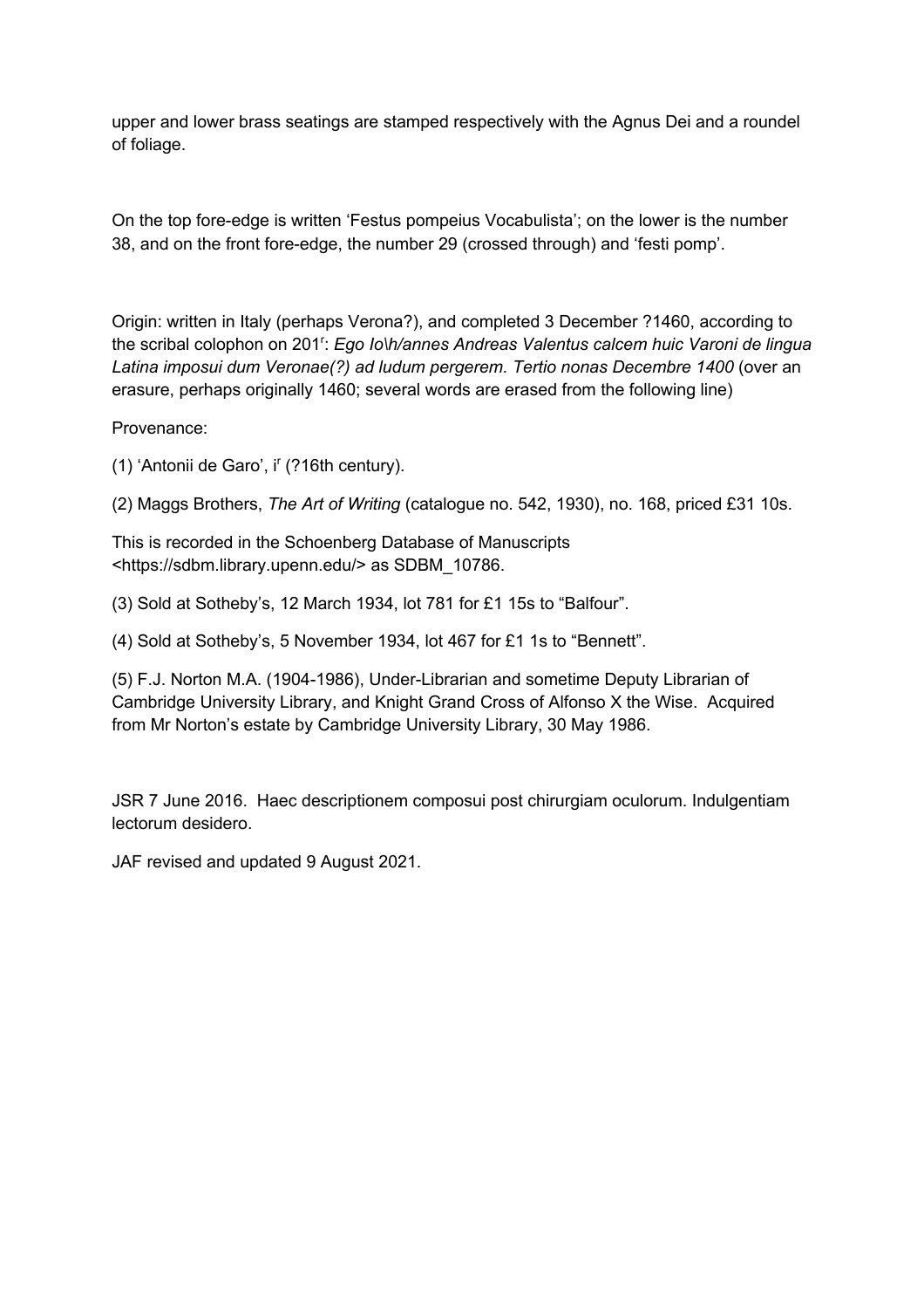upper and lower brass seatings are stamped respectively with the Agnus Dei and a roundel of foliage.

On the top fore-edge is written 'Festus pompeius Vocabulista'; on the lower is the number 38, and on the front fore-edge, the number 29 (crossed through) and 'festi pomp'.

Origin: written in Italy (perhaps Verona?), and completed 3 December ?1460, according to the scribal colophon on 201r: *Ego Io\h/annes Andreas Valentus calcem huic Varoni de lingua Latina imposui dum Veronae(?) ad ludum pergerem. Tertio nonas Decembre 1400* (over an erasure, perhaps originally 1460; several words are erased from the following line)

Provenance:

(1) 'Antonii de Garo', ir (?16th century).

(2) Maggs Brothers, *The Art of Writing* (catalogue no. 542, 1930), no. 168, priced £31 10s.

This is recorded in the Schoenberg Database of Manuscripts <https://sdbm.library.upenn.edu/> as SDBM_10786.

(3) Sold at Sotheby's, 12 March 1934, lot 781 for £1 15s to "Balfour".

(4) Sold at Sotheby's, 5 November 1934, lot 467 for £1 1s to "Bennett".

(5) F.J. Norton M.A. (1904-1986), Under-Librarian and sometime Deputy Librarian of Cambridge University Library, and Knight Grand Cross of Alfonso X the Wise. Acquired from Mr Norton's estate by Cambridge University Library, 30 May 1986.

JSR 7 June 2016. Haec descriptionem composui post chirurgiam oculorum. Indulgentiam lectorum desidero.

JAF revised and updated 9 August 2021.